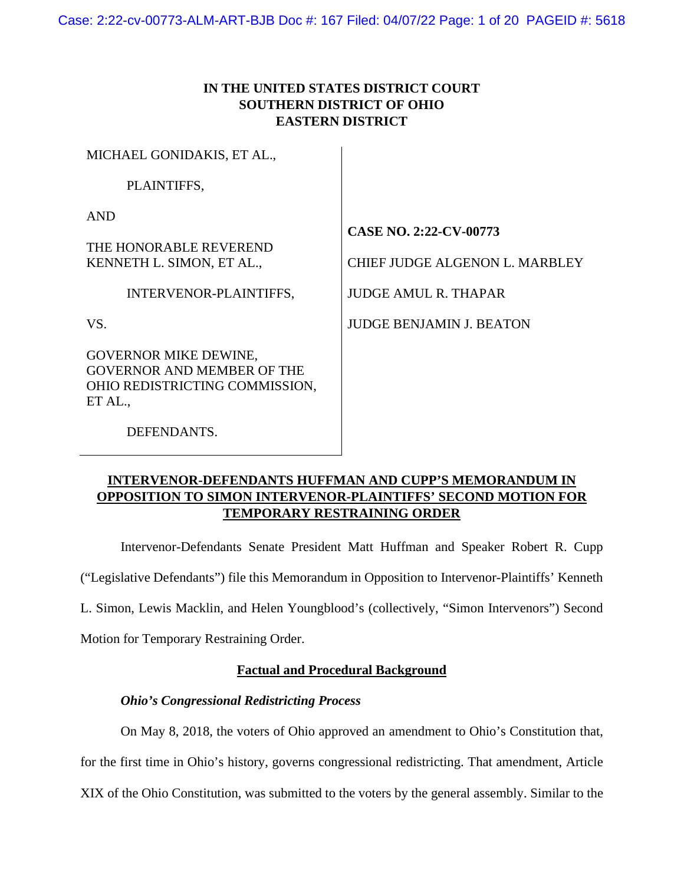**IN THE UNITED STATES DISTRICT COURT**
**SOUTHERN DISTRICT OF OHIO**
**EASTERN DISTRICT**

| | |
|---|---|
| MICHAEL GONIDAKIS, ET AL., | |
| PLAINTIFFS, | |
| AND | **CASE NO. 2:22-CV-00773** |
| THE HONORABLE REVEREND KENNETH L. SIMON, ET AL., | CHIEF JUDGE ALGENON L. MARBLEY |
| INTERVENOR-PLAINTIFFS, | JUDGE AMUL R. THAPAR |
| VS. | JUDGE BENJAMIN J. BEATON |
| GOVERNOR MIKE DEWINE, GOVERNOR AND MEMBER OF THE OHIO REDISTRICTING COMMISSION, ET AL., | |
| DEFENDANTS. | |

**INTERVENOR-DEFENDANTS HUFFMAN AND CUPP'S MEMORANDUM IN OPPOSITION TO SIMON INTERVENOR-PLAINTIFFS' SECOND MOTION FOR TEMPORARY RESTRAINING ORDER**

Intervenor-Defendants Senate President Matt Huffman and Speaker Robert R. Cupp ("Legislative Defendants") file this Memorandum in Opposition to Intervenor-Plaintiffs' Kenneth L. Simon, Lewis Macklin, and Helen Youngblood's (collectively, "Simon Intervenors") Second Motion for Temporary Restraining Order.

## Factual and Procedural Background

### *Ohio's Congressional Redistricting Process*

On May 8, 2018, the voters of Ohio approved an amendment to Ohio's Constitution that, for the first time in Ohio's history, governs congressional redistricting. That amendment, Article XIX of the Ohio Constitution, was submitted to the voters by the general assembly. Similar to the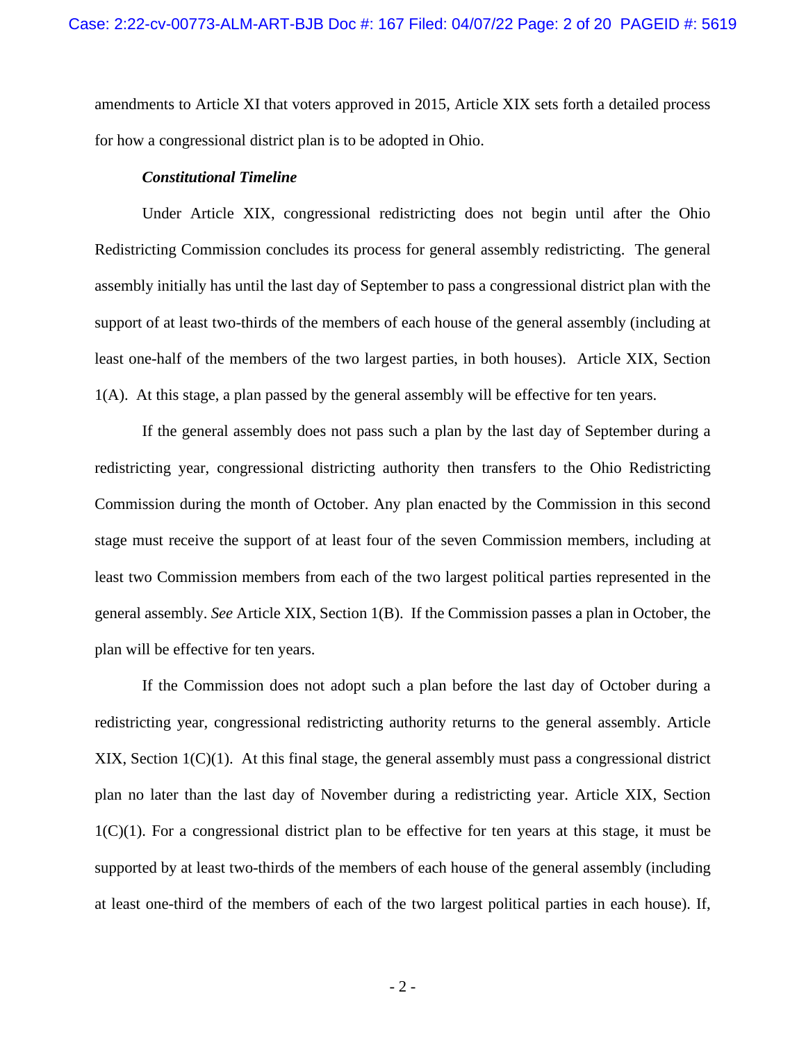amendments to Article XI that voters approved in 2015, Article XIX sets forth a detailed process for how a congressional district plan is to be adopted in Ohio.

***Constitutional Timeline***

Under Article XIX, congressional redistricting does not begin until after the Ohio Redistricting Commission concludes its process for general assembly redistricting. The general assembly initially has until the last day of September to pass a congressional district plan with the support of at least two-thirds of the members of each house of the general assembly (including at least one-half of the members of the two largest parties, in both houses). Article XIX, Section 1(A). At this stage, a plan passed by the general assembly will be effective for ten years.

If the general assembly does not pass such a plan by the last day of September during a redistricting year, congressional districting authority then transfers to the Ohio Redistricting Commission during the month of October. Any plan enacted by the Commission in this second stage must receive the support of at least four of the seven Commission members, including at least two Commission members from each of the two largest political parties represented in the general assembly. *See* Article XIX, Section 1(B). If the Commission passes a plan in October, the plan will be effective for ten years.

If the Commission does not adopt such a plan before the last day of October during a redistricting year, congressional redistricting authority returns to the general assembly. Article XIX, Section 1(C)(1). At this final stage, the general assembly must pass a congressional district plan no later than the last day of November during a redistricting year. Article XIX, Section 1(C)(1). For a congressional district plan to be effective for ten years at this stage, it must be supported by at least two-thirds of the members of each house of the general assembly (including at least one-third of the members of each of the two largest political parties in each house). If,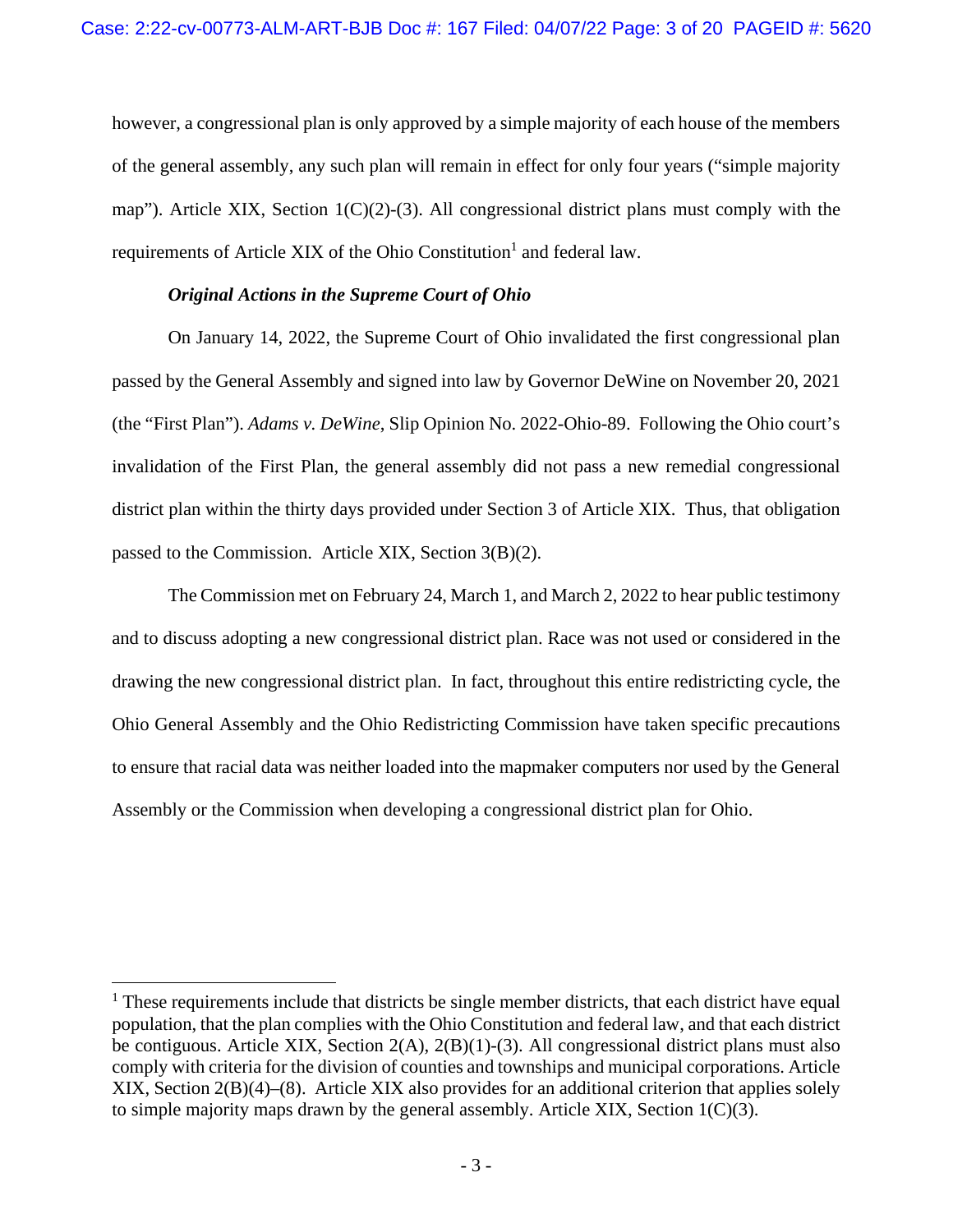however, a congressional plan is only approved by a simple majority of each house of the members of the general assembly, any such plan will remain in effect for only four years ("simple majority map"). Article XIX, Section 1(C)(2)-(3). All congressional district plans must comply with the requirements of Article XIX of the Ohio Constitution[1] and federal law.

***Original Actions in the Supreme Court of Ohio***

On January 14, 2022, the Supreme Court of Ohio invalidated the first congressional plan passed by the General Assembly and signed into law by Governor DeWine on November 20, 2021 (the "First Plan"). *Adams v. DeWine*, Slip Opinion No. 2022-Ohio-89. Following the Ohio court's invalidation of the First Plan, the general assembly did not pass a new remedial congressional district plan within the thirty days provided under Section 3 of Article XIX. Thus, that obligation passed to the Commission. Article XIX, Section 3(B)(2).

The Commission met on February 24, March 1, and March 2, 2022 to hear public testimony and to discuss adopting a new congressional district plan. Race was not used or considered in the drawing the new congressional district plan. In fact, throughout this entire redistricting cycle, the Ohio General Assembly and the Ohio Redistricting Commission have taken specific precautions to ensure that racial data was neither loaded into the mapmaker computers nor used by the General Assembly or the Commission when developing a congressional district plan for Ohio.

---

[1] These requirements include that districts be single member districts, that each district have equal population, that the plan complies with the Ohio Constitution and federal law, and that each district be contiguous. Article XIX, Section 2(A), 2(B)(1)-(3). All congressional district plans must also comply with criteria for the division of counties and townships and municipal corporations. Article XIX, Section 2(B)(4)–(8). Article XIX also provides for an additional criterion that applies solely to simple majority maps drawn by the general assembly. Article XIX, Section 1(C)(3).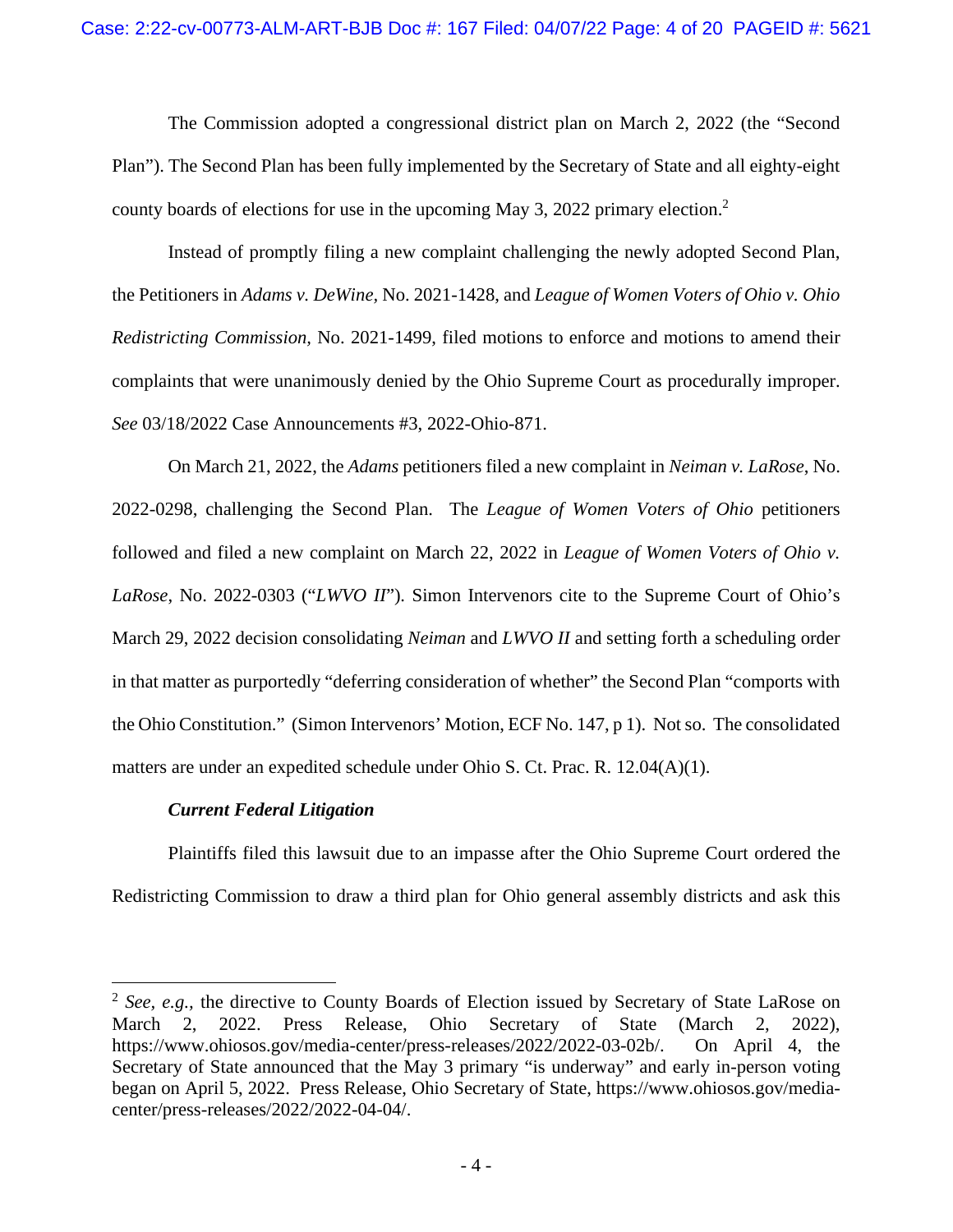The Commission adopted a congressional district plan on March 2, 2022 (the "Second Plan"). The Second Plan has been fully implemented by the Secretary of State and all eighty-eight county boards of elections for use in the upcoming May 3, 2022 primary election.[2]

Instead of promptly filing a new complaint challenging the newly adopted Second Plan, the Petitioners in *Adams v. DeWine*, No. 2021-1428, and *League of Women Voters of Ohio v. Ohio Redistricting Commission*, No. 2021-1499, filed motions to enforce and motions to amend their complaints that were unanimously denied by the Ohio Supreme Court as procedurally improper. *See* 03/18/2022 Case Announcements #3, 2022-Ohio-871.

On March 21, 2022, the *Adams* petitioners filed a new complaint in *Neiman v. LaRose*, No. 2022-0298, challenging the Second Plan. The *League of Women Voters of Ohio* petitioners followed and filed a new complaint on March 22, 2022 in *League of Women Voters of Ohio v. LaRose*, No. 2022-0303 ("*LWVO II*"). Simon Intervenors cite to the Supreme Court of Ohio's March 29, 2022 decision consolidating *Neiman* and *LWVO II* and setting forth a scheduling order in that matter as purportedly "deferring consideration of whether" the Second Plan "comports with the Ohio Constitution." (Simon Intervenors' Motion, ECF No. 147, p 1). Not so. The consolidated matters are under an expedited schedule under Ohio S. Ct. Prac. R. 12.04(A)(1).

***Current Federal Litigation***

Plaintiffs filed this lawsuit due to an impasse after the Ohio Supreme Court ordered the Redistricting Commission to draw a third plan for Ohio general assembly districts and ask this

---

[2] *See, e.g.*, the directive to County Boards of Election issued by Secretary of State LaRose on March 2, 2022. Press Release, Ohio Secretary of State (March 2, 2022), https://www.ohiosos.gov/media-center/press-releases/2022/2022-03-02b/. On April 4, the Secretary of State announced that the May 3 primary "is underway" and early in-person voting began on April 5, 2022. Press Release, Ohio Secretary of State, https://www.ohiosos.gov/media-center/press-releases/2022/2022-04-04/.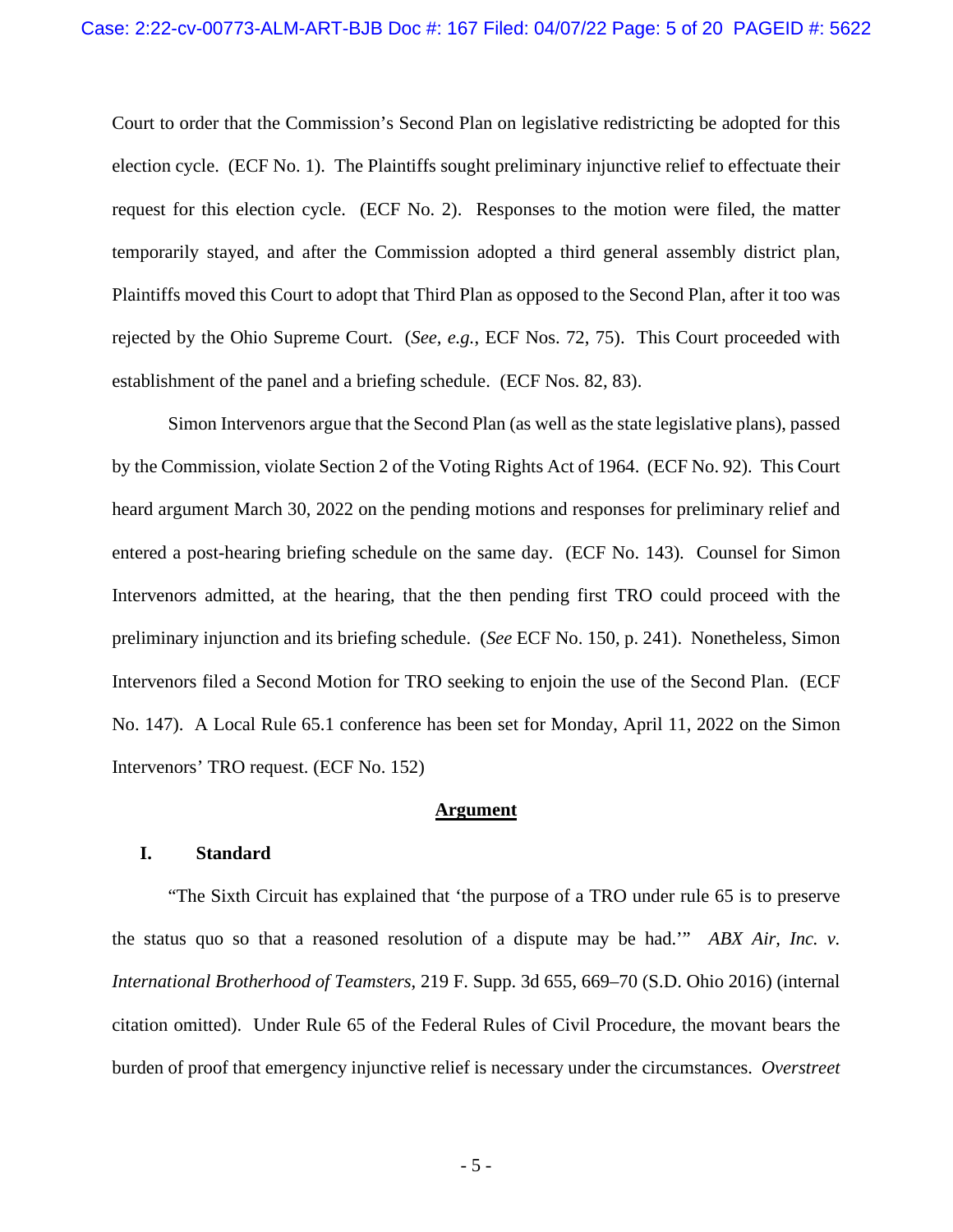Court to order that the Commission's Second Plan on legislative redistricting be adopted for this election cycle. (ECF No. 1). The Plaintiffs sought preliminary injunctive relief to effectuate their request for this election cycle. (ECF No. 2). Responses to the motion were filed, the matter temporarily stayed, and after the Commission adopted a third general assembly district plan, Plaintiffs moved this Court to adopt that Third Plan as opposed to the Second Plan, after it too was rejected by the Ohio Supreme Court. (*See, e.g.*, ECF Nos. 72, 75). This Court proceeded with establishment of the panel and a briefing schedule. (ECF Nos. 82, 83).

Simon Intervenors argue that the Second Plan (as well as the state legislative plans), passed by the Commission, violate Section 2 of the Voting Rights Act of 1964. (ECF No. 92). This Court heard argument March 30, 2022 on the pending motions and responses for preliminary relief and entered a post-hearing briefing schedule on the same day. (ECF No. 143). Counsel for Simon Intervenors admitted, at the hearing, that the then pending first TRO could proceed with the preliminary injunction and its briefing schedule. (*See* ECF No. 150, p. 241). Nonetheless, Simon Intervenors filed a Second Motion for TRO seeking to enjoin the use of the Second Plan. (ECF No. 147). A Local Rule 65.1 conference has been set for Monday, April 11, 2022 on the Simon Intervenors' TRO request. (ECF No. 152)

## Argument

### I. Standard

"The Sixth Circuit has explained that 'the purpose of a TRO under rule 65 is to preserve the status quo so that a reasoned resolution of a dispute may be had.'" *ABX Air, Inc. v. International Brotherhood of Teamsters*, 219 F. Supp. 3d 655, 669–70 (S.D. Ohio 2016) (internal citation omitted). Under Rule 65 of the Federal Rules of Civil Procedure, the movant bears the burden of proof that emergency injunctive relief is necessary under the circumstances. *Overstreet*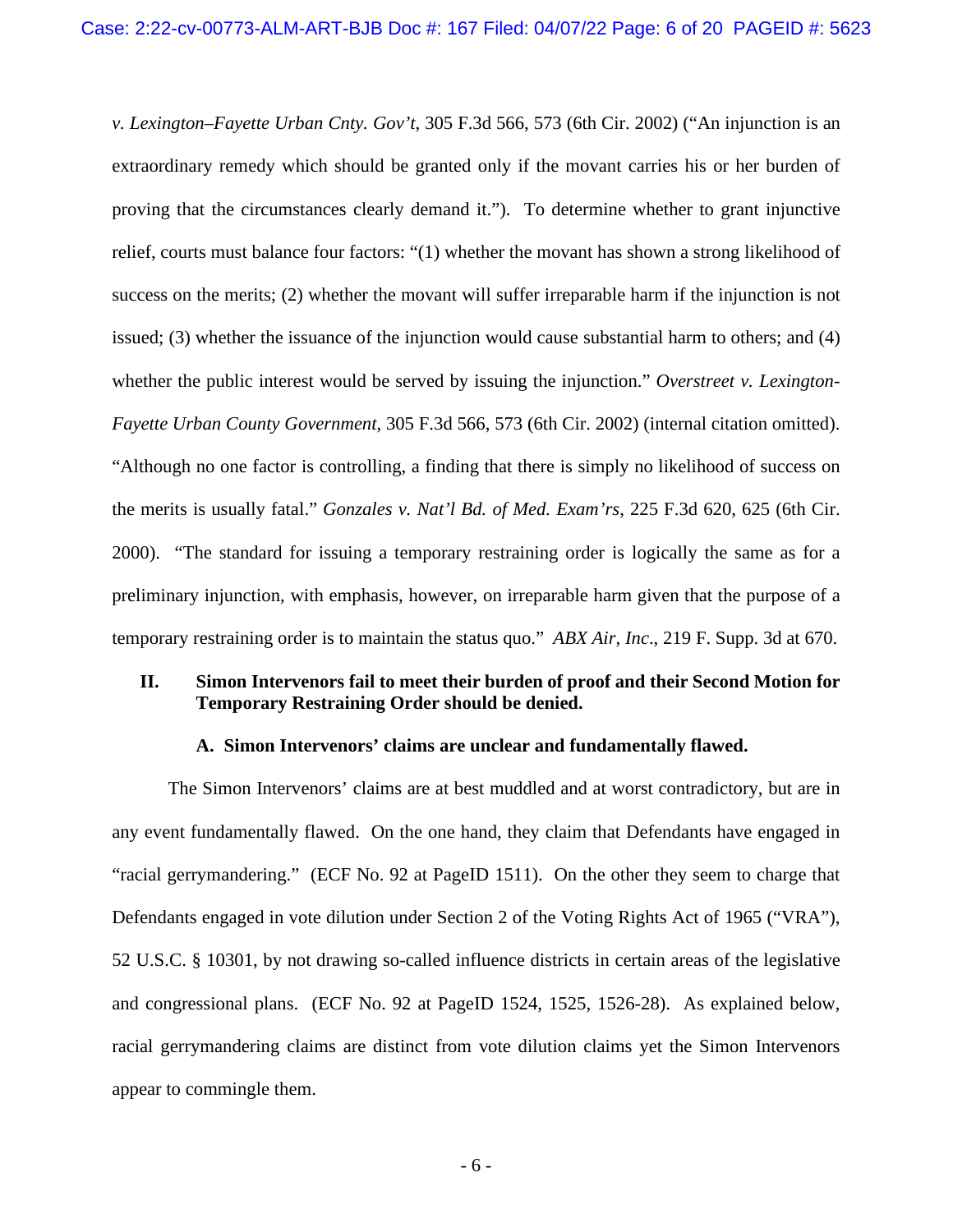*v. Lexington–Fayette Urban Cnty. Gov't*, 305 F.3d 566, 573 (6th Cir. 2002) ("An injunction is an extraordinary remedy which should be granted only if the movant carries his or her burden of proving that the circumstances clearly demand it."). To determine whether to grant injunctive relief, courts must balance four factors: "(1) whether the movant has shown a strong likelihood of success on the merits; (2) whether the movant will suffer irreparable harm if the injunction is not issued; (3) whether the issuance of the injunction would cause substantial harm to others; and (4) whether the public interest would be served by issuing the injunction." *Overstreet v. Lexington-Fayette Urban County Government*, 305 F.3d 566, 573 (6th Cir. 2002) (internal citation omitted). "Although no one factor is controlling, a finding that there is simply no likelihood of success on the merits is usually fatal." *Gonzales v. Nat'l Bd. of Med. Exam'rs*, 225 F.3d 620, 625 (6th Cir. 2000). "The standard for issuing a temporary restraining order is logically the same as for a preliminary injunction, with emphasis, however, on irreparable harm given that the purpose of a temporary restraining order is to maintain the status quo." *ABX Air, Inc*., 219 F. Supp. 3d at 670.

## II. Simon Intervenors fail to meet their burden of proof and their Second Motion for Temporary Restraining Order should be denied.

### A. Simon Intervenors' claims are unclear and fundamentally flawed.

The Simon Intervenors' claims are at best muddled and at worst contradictory, but are in any event fundamentally flawed. On the one hand, they claim that Defendants have engaged in "racial gerrymandering." (ECF No. 92 at PageID 1511). On the other they seem to charge that Defendants engaged in vote dilution under Section 2 of the Voting Rights Act of 1965 ("VRA"), 52 U.S.C. § 10301, by not drawing so-called influence districts in certain areas of the legislative and congressional plans. (ECF No. 92 at PageID 1524, 1525, 1526-28). As explained below, racial gerrymandering claims are distinct from vote dilution claims yet the Simon Intervenors appear to commingle them.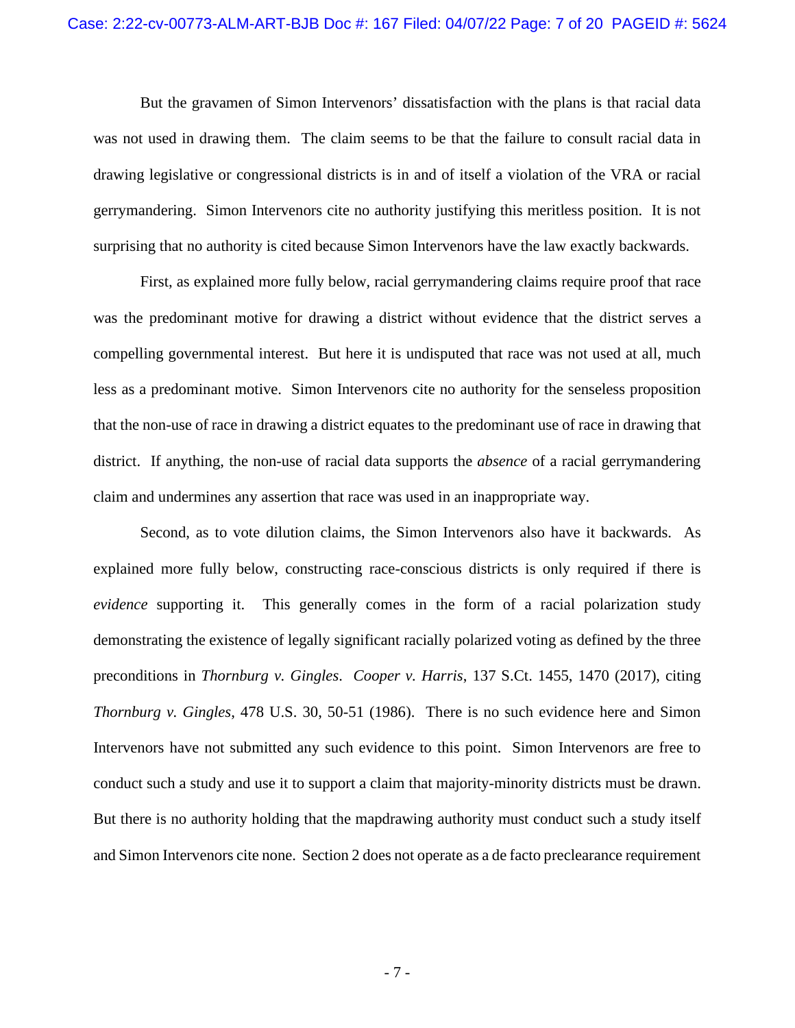But the gravamen of Simon Intervenors' dissatisfaction with the plans is that racial data was not used in drawing them. The claim seems to be that the failure to consult racial data in drawing legislative or congressional districts is in and of itself a violation of the VRA or racial gerrymandering. Simon Intervenors cite no authority justifying this meritless position. It is not surprising that no authority is cited because Simon Intervenors have the law exactly backwards.

First, as explained more fully below, racial gerrymandering claims require proof that race was the predominant motive for drawing a district without evidence that the district serves a compelling governmental interest. But here it is undisputed that race was not used at all, much less as a predominant motive. Simon Intervenors cite no authority for the senseless proposition that the non-use of race in drawing a district equates to the predominant use of race in drawing that district. If anything, the non-use of racial data supports the *absence* of a racial gerrymandering claim and undermines any assertion that race was used in an inappropriate way.

Second, as to vote dilution claims, the Simon Intervenors also have it backwards. As explained more fully below, constructing race-conscious districts is only required if there is *evidence* supporting it. This generally comes in the form of a racial polarization study demonstrating the existence of legally significant racially polarized voting as defined by the three preconditions in *Thornburg v. Gingles*. *Cooper v. Harris*, 137 S.Ct. 1455, 1470 (2017), citing *Thornburg v. Gingles*, 478 U.S. 30, 50-51 (1986). There is no such evidence here and Simon Intervenors have not submitted any such evidence to this point. Simon Intervenors are free to conduct such a study and use it to support a claim that majority-minority districts must be drawn. But there is no authority holding that the mapdrawing authority must conduct such a study itself and Simon Intervenors cite none. Section 2 does not operate as a de facto preclearance requirement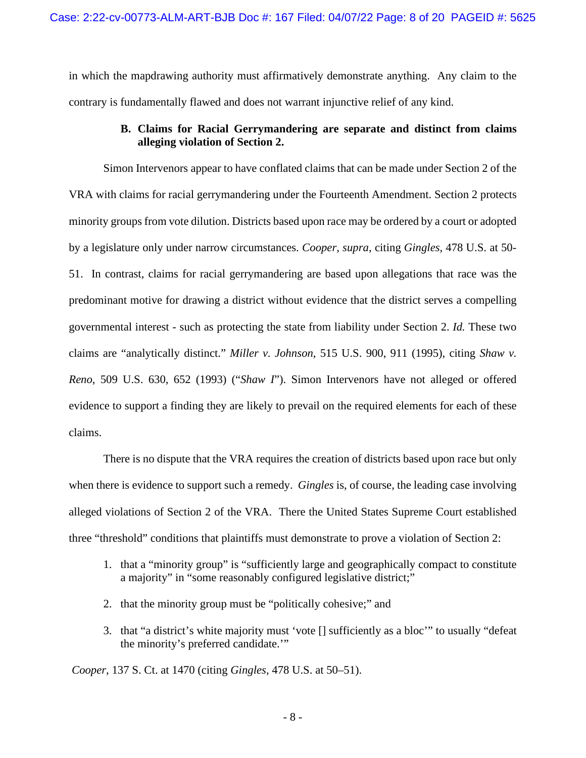in which the mapdrawing authority must affirmatively demonstrate anything. Any claim to the contrary is fundamentally flawed and does not warrant injunctive relief of any kind.

### B. Claims for Racial Gerrymandering are separate and distinct from claims alleging violation of Section 2.

Simon Intervenors appear to have conflated claims that can be made under Section 2 of the VRA with claims for racial gerrymandering under the Fourteenth Amendment. Section 2 protects minority groups from vote dilution. Districts based upon race may be ordered by a court or adopted by a legislature only under narrow circumstances. *Cooper, supra*, citing *Gingles*, 478 U.S. at 50-51. In contrast, claims for racial gerrymandering are based upon allegations that race was the predominant motive for drawing a district without evidence that the district serves a compelling governmental interest - such as protecting the state from liability under Section 2. *Id.* These two claims are "analytically distinct." *Miller v. Johnson*, 515 U.S. 900, 911 (1995), citing *Shaw v. Reno*, 509 U.S. 630, 652 (1993) ("*Shaw I*"). Simon Intervenors have not alleged or offered evidence to support a finding they are likely to prevail on the required elements for each of these claims.

There is no dispute that the VRA requires the creation of districts based upon race but only when there is evidence to support such a remedy. *Gingles* is, of course, the leading case involving alleged violations of Section 2 of the VRA. There the United States Supreme Court established three "threshold" conditions that plaintiffs must demonstrate to prove a violation of Section 2:

1. that a "minority group" is "sufficiently large and geographically compact to constitute a majority" in "some reasonably configured legislative district;"

2. that the minority group must be "politically cohesive;" and

3. that "a district's white majority must 'vote [] sufficiently as a bloc'" to usually "defeat the minority's preferred candidate.'"

*Cooper*, 137 S. Ct. at 1470 (citing *Gingles*, 478 U.S. at 50–51).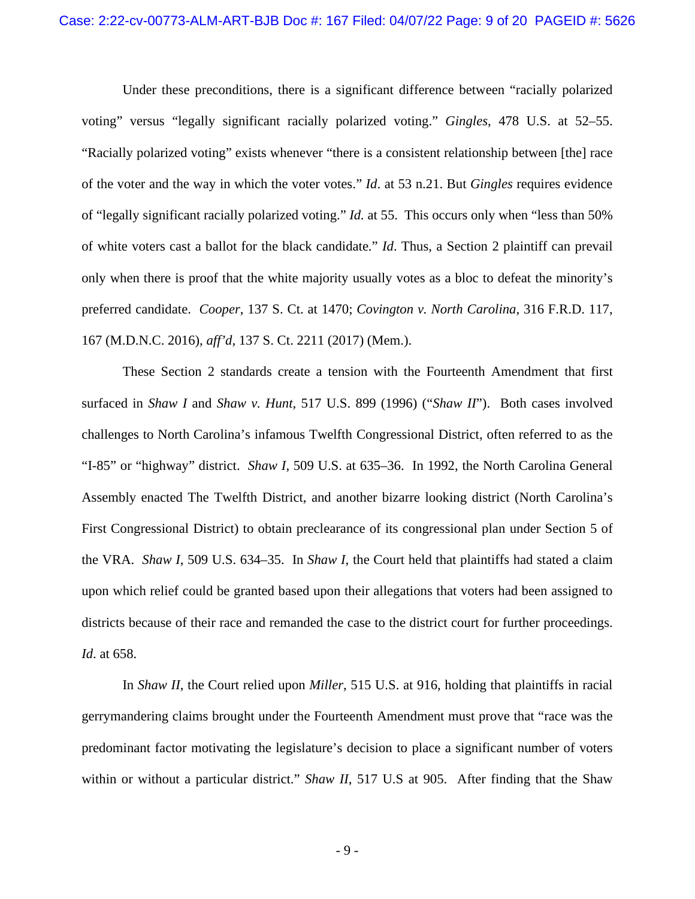Under these preconditions, there is a significant difference between "racially polarized voting" versus "legally significant racially polarized voting." *Gingles*, 478 U.S. at 52–55. "Racially polarized voting" exists whenever "there is a consistent relationship between [the] race of the voter and the way in which the voter votes." *Id*. at 53 n.21. But *Gingles* requires evidence of "legally significant racially polarized voting." *Id.* at 55. This occurs only when "less than 50% of white voters cast a ballot for the black candidate." *Id*. Thus, a Section 2 plaintiff can prevail only when there is proof that the white majority usually votes as a bloc to defeat the minority's preferred candidate. *Cooper*, 137 S. Ct. at 1470; *Covington v. North Carolina*, 316 F.R.D. 117, 167 (M.D.N.C. 2016), *aff'd*, 137 S. Ct. 2211 (2017) (Mem.).

These Section 2 standards create a tension with the Fourteenth Amendment that first surfaced in *Shaw I* and *Shaw v. Hunt*, 517 U.S. 899 (1996) ("*Shaw II*"). Both cases involved challenges to North Carolina's infamous Twelfth Congressional District, often referred to as the "I-85" or "highway" district. *Shaw I*, 509 U.S. at 635–36. In 1992, the North Carolina General Assembly enacted The Twelfth District, and another bizarre looking district (North Carolina's First Congressional District) to obtain preclearance of its congressional plan under Section 5 of the VRA. *Shaw I*, 509 U.S. 634–35. In *Shaw I*, the Court held that plaintiffs had stated a claim upon which relief could be granted based upon their allegations that voters had been assigned to districts because of their race and remanded the case to the district court for further proceedings. *Id*. at 658.

In *Shaw II*, the Court relied upon *Miller*, 515 U.S. at 916, holding that plaintiffs in racial gerrymandering claims brought under the Fourteenth Amendment must prove that "race was the predominant factor motivating the legislature's decision to place a significant number of voters within or without a particular district." *Shaw II*, 517 U.S at 905. After finding that the Shaw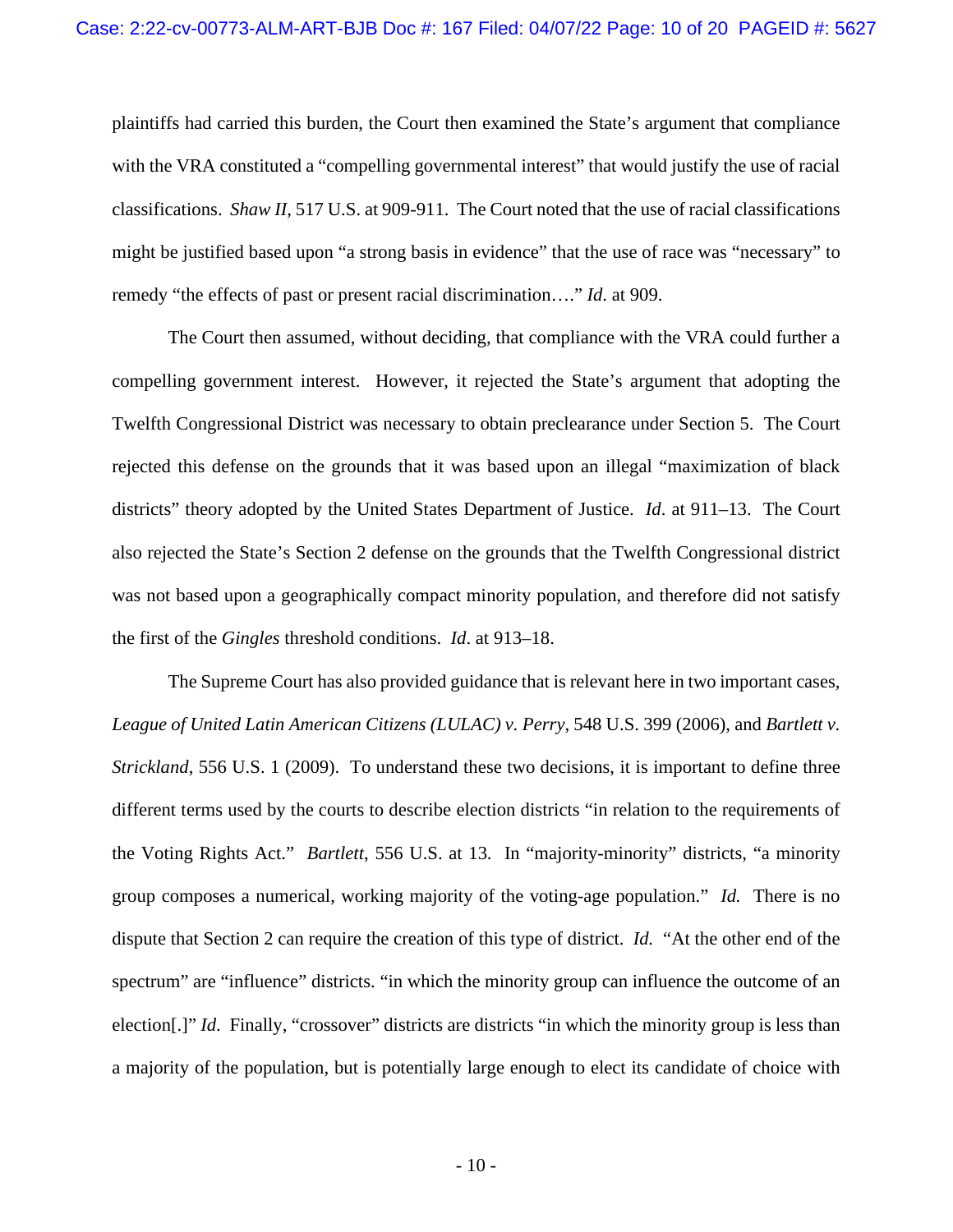plaintiffs had carried this burden, the Court then examined the State's argument that compliance with the VRA constituted a "compelling governmental interest" that would justify the use of racial classifications. *Shaw II*, 517 U.S. at 909-911. The Court noted that the use of racial classifications might be justified based upon "a strong basis in evidence" that the use of race was "necessary" to remedy "the effects of past or present racial discrimination…." *Id*. at 909.

The Court then assumed, without deciding, that compliance with the VRA could further a compelling government interest. However, it rejected the State's argument that adopting the Twelfth Congressional District was necessary to obtain preclearance under Section 5. The Court rejected this defense on the grounds that it was based upon an illegal "maximization of black districts" theory adopted by the United States Department of Justice. *Id*. at 911–13. The Court also rejected the State's Section 2 defense on the grounds that the Twelfth Congressional district was not based upon a geographically compact minority population, and therefore did not satisfy the first of the *Gingles* threshold conditions. *Id*. at 913–18.

The Supreme Court has also provided guidance that is relevant here in two important cases, *League of United Latin American Citizens (LULAC) v. Perry*, 548 U.S. 399 (2006), and *Bartlett v. Strickland*, 556 U.S. 1 (2009). To understand these two decisions, it is important to define three different terms used by the courts to describe election districts "in relation to the requirements of the Voting Rights Act." *Bartlett*, 556 U.S. at 13. In "majority-minority" districts, "a minority group composes a numerical, working majority of the voting-age population." *Id.* There is no dispute that Section 2 can require the creation of this type of district. *Id.* "At the other end of the spectrum" are "influence" districts. "in which the minority group can influence the outcome of an election[.]" *Id*. Finally, "crossover" districts are districts "in which the minority group is less than a majority of the population, but is potentially large enough to elect its candidate of choice with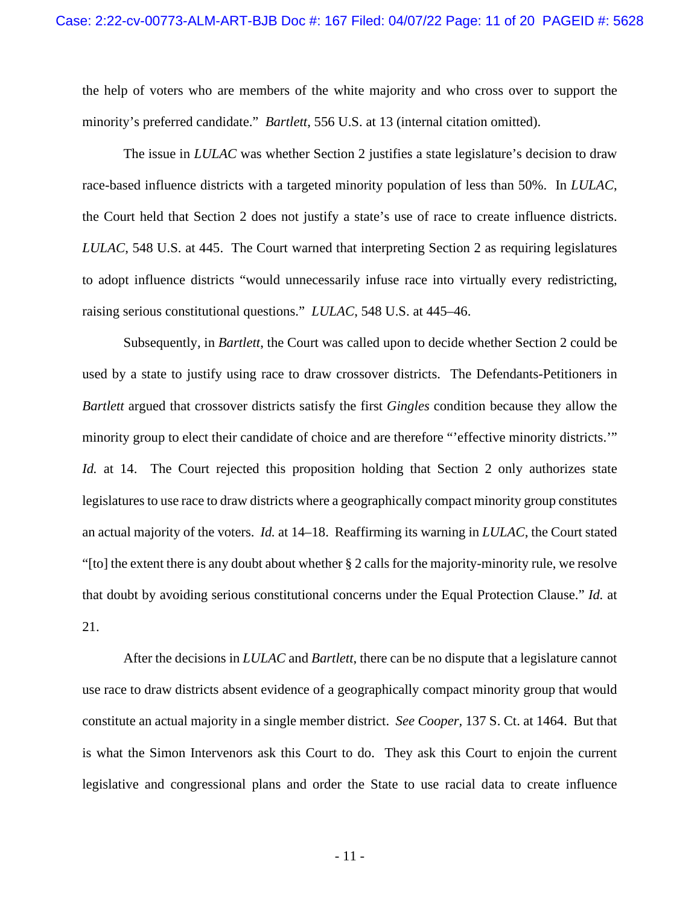the help of voters who are members of the white majority and who cross over to support the minority's preferred candidate." *Bartlett*, 556 U.S. at 13 (internal citation omitted).

The issue in *LULAC* was whether Section 2 justifies a state legislature's decision to draw race-based influence districts with a targeted minority population of less than 50%. In *LULAC*, the Court held that Section 2 does not justify a state's use of race to create influence districts. *LULAC*, 548 U.S. at 445. The Court warned that interpreting Section 2 as requiring legislatures to adopt influence districts "would unnecessarily infuse race into virtually every redistricting, raising serious constitutional questions." *LULAC*, 548 U.S. at 445–46.

Subsequently, in *Bartlett*, the Court was called upon to decide whether Section 2 could be used by a state to justify using race to draw crossover districts. The Defendants-Petitioners in *Bartlett* argued that crossover districts satisfy the first *Gingles* condition because they allow the minority group to elect their candidate of choice and are therefore "'effective minority districts.'" *Id.* at 14. The Court rejected this proposition holding that Section 2 only authorizes state legislatures to use race to draw districts where a geographically compact minority group constitutes an actual majority of the voters. *Id.* at 14–18. Reaffirming its warning in *LULAC*, the Court stated "[to] the extent there is any doubt about whether § 2 calls for the majority-minority rule, we resolve that doubt by avoiding serious constitutional concerns under the Equal Protection Clause." *Id.* at 21.

After the decisions in *LULAC* and *Bartlett*, there can be no dispute that a legislature cannot use race to draw districts absent evidence of a geographically compact minority group that would constitute an actual majority in a single member district. *See Cooper*, 137 S. Ct. at 1464. But that is what the Simon Intervenors ask this Court to do. They ask this Court to enjoin the current legislative and congressional plans and order the State to use racial data to create influence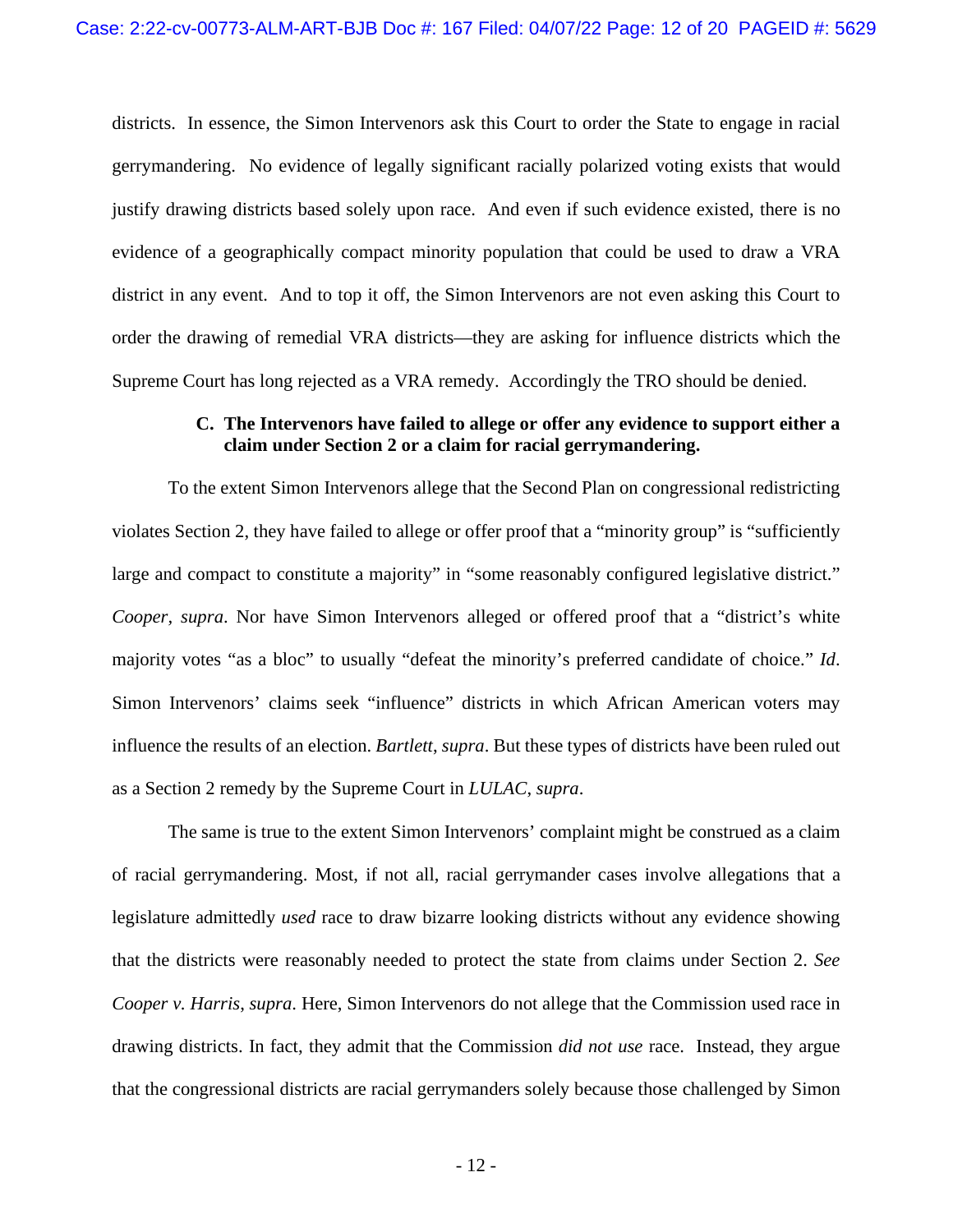districts. In essence, the Simon Intervenors ask this Court to order the State to engage in racial gerrymandering. No evidence of legally significant racially polarized voting exists that would justify drawing districts based solely upon race. And even if such evidence existed, there is no evidence of a geographically compact minority population that could be used to draw a VRA district in any event. And to top it off, the Simon Intervenors are not even asking this Court to order the drawing of remedial VRA districts—they are asking for influence districts which the Supreme Court has long rejected as a VRA remedy. Accordingly the TRO should be denied.

### C. The Intervenors have failed to allege or offer any evidence to support either a claim under Section 2 or a claim for racial gerrymandering.

To the extent Simon Intervenors allege that the Second Plan on congressional redistricting violates Section 2, they have failed to allege or offer proof that a "minority group" is "sufficiently large and compact to constitute a majority" in "some reasonably configured legislative district." *Cooper*, *supra*. Nor have Simon Intervenors alleged or offered proof that a "district's white majority votes "as a bloc" to usually "defeat the minority's preferred candidate of choice." *Id*. Simon Intervenors' claims seek "influence" districts in which African American voters may influence the results of an election. *Bartlett*, *supra*. But these types of districts have been ruled out as a Section 2 remedy by the Supreme Court in *LULAC*, *supra*.

The same is true to the extent Simon Intervenors' complaint might be construed as a claim of racial gerrymandering. Most, if not all, racial gerrymander cases involve allegations that a legislature admittedly *used* race to draw bizarre looking districts without any evidence showing that the districts were reasonably needed to protect the state from claims under Section 2. *See Cooper v. Harris*, *supra*. Here, Simon Intervenors do not allege that the Commission used race in drawing districts. In fact, they admit that the Commission *did not use* race. Instead, they argue that the congressional districts are racial gerrymanders solely because those challenged by Simon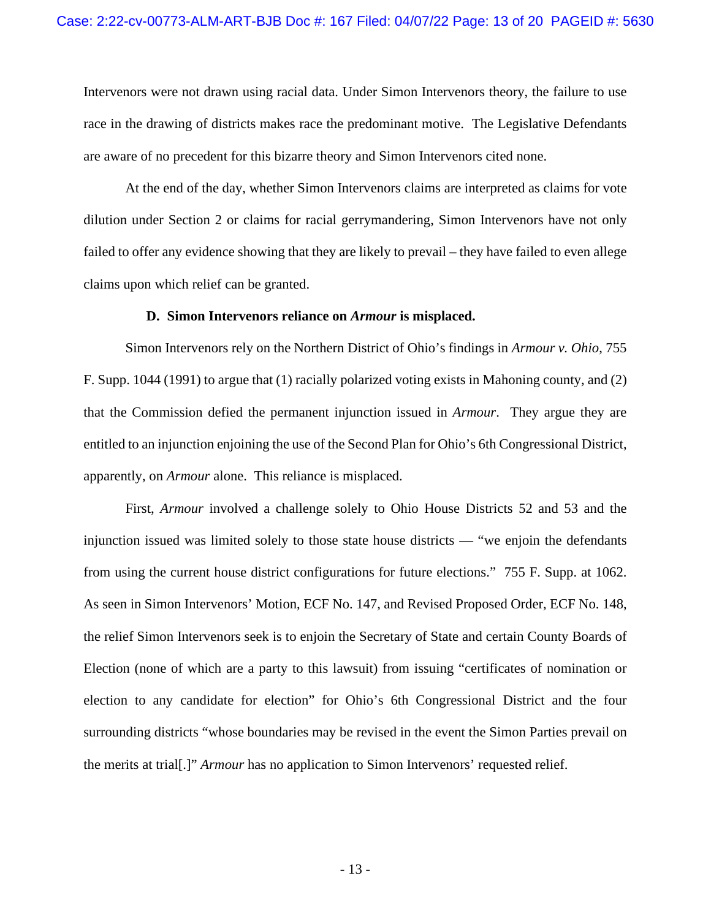Intervenors were not drawn using racial data. Under Simon Intervenors theory, the failure to use race in the drawing of districts makes race the predominant motive. The Legislative Defendants are aware of no precedent for this bizarre theory and Simon Intervenors cited none.

At the end of the day, whether Simon Intervenors claims are interpreted as claims for vote dilution under Section 2 or claims for racial gerrymandering, Simon Intervenors have not only failed to offer any evidence showing that they are likely to prevail – they have failed to even allege claims upon which relief can be granted.

### D. Simon Intervenors reliance on *Armour* is misplaced.

Simon Intervenors rely on the Northern District of Ohio's findings in *Armour v. Ohio*, 755 F. Supp. 1044 (1991) to argue that (1) racially polarized voting exists in Mahoning county, and (2) that the Commission defied the permanent injunction issued in *Armour*. They argue they are entitled to an injunction enjoining the use of the Second Plan for Ohio's 6th Congressional District, apparently, on *Armour* alone. This reliance is misplaced.

First, *Armour* involved a challenge solely to Ohio House Districts 52 and 53 and the injunction issued was limited solely to those state house districts — "we enjoin the defendants from using the current house district configurations for future elections." 755 F. Supp. at 1062. As seen in Simon Intervenors' Motion, ECF No. 147, and Revised Proposed Order, ECF No. 148, the relief Simon Intervenors seek is to enjoin the Secretary of State and certain County Boards of Election (none of which are a party to this lawsuit) from issuing "certificates of nomination or election to any candidate for election" for Ohio's 6th Congressional District and the four surrounding districts "whose boundaries may be revised in the event the Simon Parties prevail on the merits at trial[.]" *Armour* has no application to Simon Intervenors' requested relief.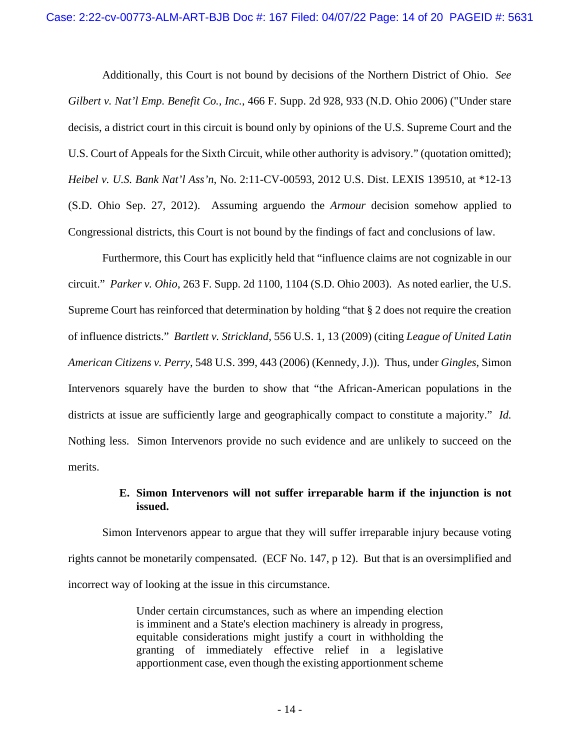Additionally, this Court is not bound by decisions of the Northern District of Ohio. *See Gilbert v. Nat'l Emp. Benefit Co., Inc.*, 466 F. Supp. 2d 928, 933 (N.D. Ohio 2006) ("Under stare decisis, a district court in this circuit is bound only by opinions of the U.S. Supreme Court and the U.S. Court of Appeals for the Sixth Circuit, while other authority is advisory." (quotation omitted); *Heibel v. U.S. Bank Nat'l Ass'n*, No. 2:11-CV-00593, 2012 U.S. Dist. LEXIS 139510, at *12-13 (S.D. Ohio Sep. 27, 2012). Assuming arguendo the *Armour* decision somehow applied to Congressional districts, this Court is not bound by the findings of fact and conclusions of law.

Furthermore, this Court has explicitly held that "influence claims are not cognizable in our circuit." *Parker v. Ohio*, 263 F. Supp. 2d 1100, 1104 (S.D. Ohio 2003). As noted earlier, the U.S. Supreme Court has reinforced that determination by holding "that § 2 does not require the creation of influence districts." *Bartlett v. Strickland*, 556 U.S. 1, 13 (2009) (citing *League of United Latin American Citizens v. Perry*, 548 U.S. 399, 443 (2006) (Kennedy, J.)). Thus, under *Gingles*, Simon Intervenors squarely have the burden to show that "the African-American populations in the districts at issue are sufficiently large and geographically compact to constitute a majority." *Id.* Nothing less. Simon Intervenors provide no such evidence and are unlikely to succeed on the merits.

**E. Simon Intervenors will not suffer irreparable harm if the injunction is not issued.**

Simon Intervenors appear to argue that they will suffer irreparable injury because voting rights cannot be monetarily compensated. (ECF No. 147, p 12). But that is an oversimplified and incorrect way of looking at the issue in this circumstance.

> Under certain circumstances, such as where an impending election is imminent and a State's election machinery is already in progress, equitable considerations might justify a court in withholding the granting of immediately effective relief in a legislative apportionment case, even though the existing apportionment scheme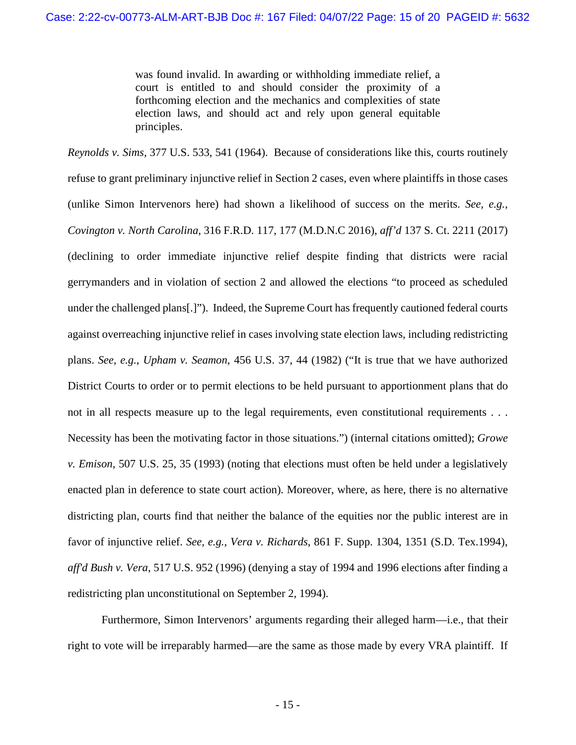> was found invalid. In awarding or withholding immediate relief, a court is entitled to and should consider the proximity of a forthcoming election and the mechanics and complexities of state election laws, and should act and rely upon general equitable principles.

*Reynolds v. Sims*, 377 U.S. 533, 541 (1964). Because of considerations like this, courts routinely refuse to grant preliminary injunctive relief in Section 2 cases, even where plaintiffs in those cases (unlike Simon Intervenors here) had shown a likelihood of success on the merits. *See, e.g.*, *Covington v. North Carolina*, 316 F.R.D. 117, 177 (M.D.N.C 2016), *aff'd* 137 S. Ct. 2211 (2017) (declining to order immediate injunctive relief despite finding that districts were racial gerrymanders and in violation of section 2 and allowed the elections "to proceed as scheduled under the challenged plans[.]"). Indeed, the Supreme Court has frequently cautioned federal courts against overreaching injunctive relief in cases involving state election laws, including redistricting plans. *See, e.g.*, *Upham v. Seamon*, 456 U.S. 37, 44 (1982) ("It is true that we have authorized District Courts to order or to permit elections to be held pursuant to apportionment plans that do not in all respects measure up to the legal requirements, even constitutional requirements . . . Necessity has been the motivating factor in those situations.") (internal citations omitted); *Growe v. Emison*, 507 U.S. 25, 35 (1993) (noting that elections must often be held under a legislatively enacted plan in deference to state court action). Moreover, where, as here, there is no alternative districting plan, courts find that neither the balance of the equities nor the public interest are in favor of injunctive relief. *See, e.g.*, *Vera v. Richards*, 861 F. Supp. 1304, 1351 (S.D. Tex.1994), *aff'd Bush v. Vera*, 517 U.S. 952 (1996) (denying a stay of 1994 and 1996 elections after finding a redistricting plan unconstitutional on September 2, 1994).

Furthermore, Simon Intervenors' arguments regarding their alleged harm—i.e., that their right to vote will be irreparably harmed—are the same as those made by every VRA plaintiff. If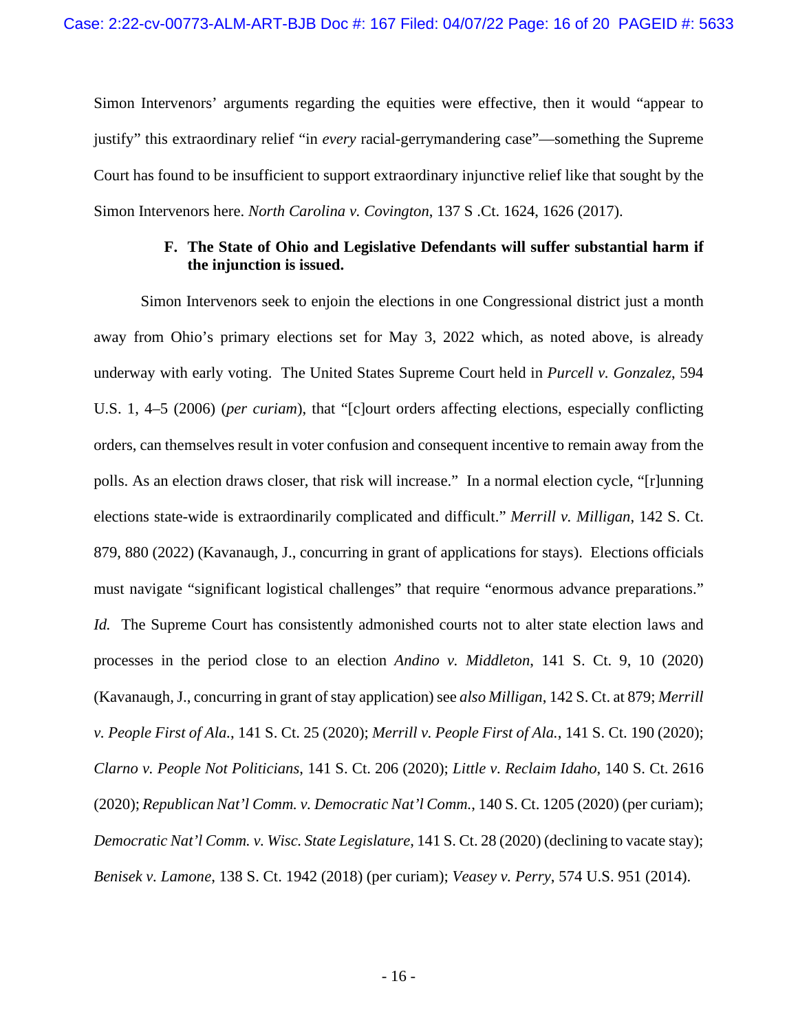Simon Intervenors' arguments regarding the equities were effective, then it would "appear to justify" this extraordinary relief "in *every* racial-gerrymandering case"—something the Supreme Court has found to be insufficient to support extraordinary injunctive relief like that sought by the Simon Intervenors here. *North Carolina v. Covington*, 137 S .Ct. 1624, 1626 (2017).

### F. The State of Ohio and Legislative Defendants will suffer substantial harm if the injunction is issued.

Simon Intervenors seek to enjoin the elections in one Congressional district just a month away from Ohio's primary elections set for May 3, 2022 which, as noted above, is already underway with early voting. The United States Supreme Court held in *Purcell v. Gonzalez*, 594 U.S. 1, 4–5 (2006) (*per curiam*), that "[c]ourt orders affecting elections, especially conflicting orders, can themselves result in voter confusion and consequent incentive to remain away from the polls. As an election draws closer, that risk will increase." In a normal election cycle, "[r]unning elections state-wide is extraordinarily complicated and difficult." *Merrill v. Milligan*, 142 S. Ct. 879, 880 (2022) (Kavanaugh, J., concurring in grant of applications for stays). Elections officials must navigate "significant logistical challenges" that require "enormous advance preparations." *Id.* The Supreme Court has consistently admonished courts not to alter state election laws and processes in the period close to an election *Andino v. Middleton*, 141 S. Ct. 9, 10 (2020) (Kavanaugh, J., concurring in grant of stay application) see *also Milligan*, 142 S. Ct. at 879; *Merrill v. People First of Ala.*, 141 S. Ct. 25 (2020); *Merrill v. People First of Ala.*, 141 S. Ct. 190 (2020); *Clarno v. People Not Politicians*, 141 S. Ct. 206 (2020); *Little v. Reclaim Idaho*, 140 S. Ct. 2616 (2020); *Republican Nat'l Comm. v. Democratic Nat'l Comm.*, 140 S. Ct. 1205 (2020) (per curiam); *Democratic Nat'l Comm. v. Wisc. State Legislature*, 141 S. Ct. 28 (2020) (declining to vacate stay); *Benisek v. Lamone*, 138 S. Ct. 1942 (2018) (per curiam); *Veasey v. Perry*, 574 U.S. 951 (2014).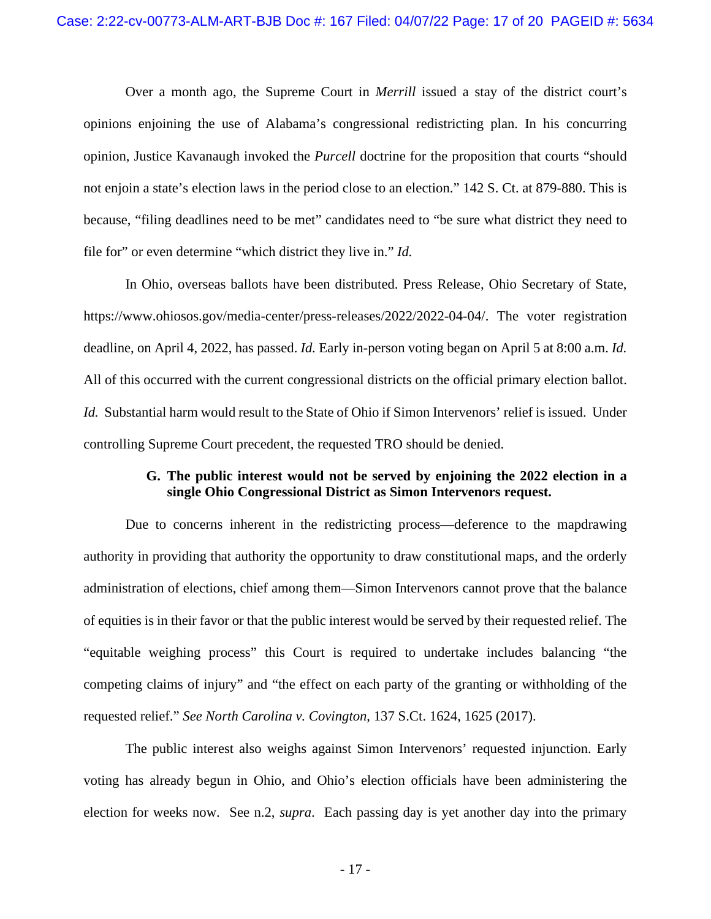Over a month ago, the Supreme Court in *Merrill* issued a stay of the district court's opinions enjoining the use of Alabama's congressional redistricting plan. In his concurring opinion, Justice Kavanaugh invoked the *Purcell* doctrine for the proposition that courts "should not enjoin a state's election laws in the period close to an election." 142 S. Ct. at 879-880. This is because, "filing deadlines need to be met" candidates need to "be sure what district they need to file for" or even determine "which district they live in." *Id.*

In Ohio, overseas ballots have been distributed. Press Release, Ohio Secretary of State, https://www.ohiosos.gov/media-center/press-releases/2022/2022-04-04/. The voter registration deadline, on April 4, 2022, has passed. *Id.* Early in-person voting began on April 5 at 8:00 a.m. *Id.* All of this occurred with the current congressional districts on the official primary election ballot. *Id.* Substantial harm would result to the State of Ohio if Simon Intervenors' relief is issued. Under controlling Supreme Court precedent, the requested TRO should be denied.

### G. The public interest would not be served by enjoining the 2022 election in a single Ohio Congressional District as Simon Intervenors request.

Due to concerns inherent in the redistricting process—deference to the mapdrawing authority in providing that authority the opportunity to draw constitutional maps, and the orderly administration of elections, chief among them—Simon Intervenors cannot prove that the balance of equities is in their favor or that the public interest would be served by their requested relief. The "equitable weighing process" this Court is required to undertake includes balancing "the competing claims of injury" and "the effect on each party of the granting or withholding of the requested relief." *See North Carolina v. Covington*, 137 S.Ct. 1624, 1625 (2017).

The public interest also weighs against Simon Intervenors' requested injunction. Early voting has already begun in Ohio, and Ohio's election officials have been administering the election for weeks now. See n.2, *supra*. Each passing day is yet another day into the primary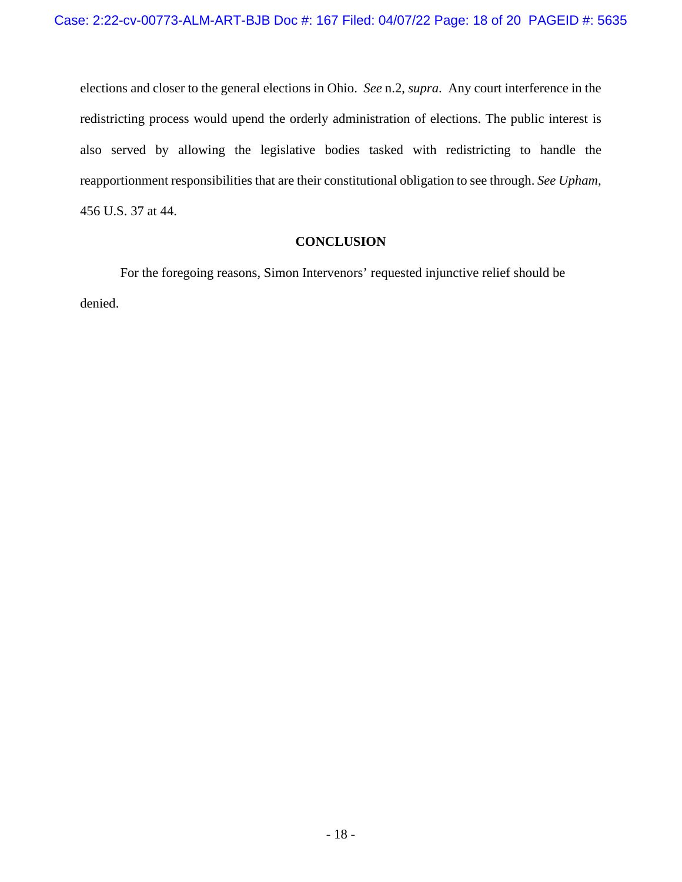elections and closer to the general elections in Ohio. *See* n.2, *supra*. Any court interference in the redistricting process would upend the orderly administration of elections. The public interest is also served by allowing the legislative bodies tasked with redistricting to handle the reapportionment responsibilities that are their constitutional obligation to see through. *See Upham,* 456 U.S. 37 at 44.

## CONCLUSION

For the foregoing reasons, Simon Intervenors' requested injunctive relief should be denied.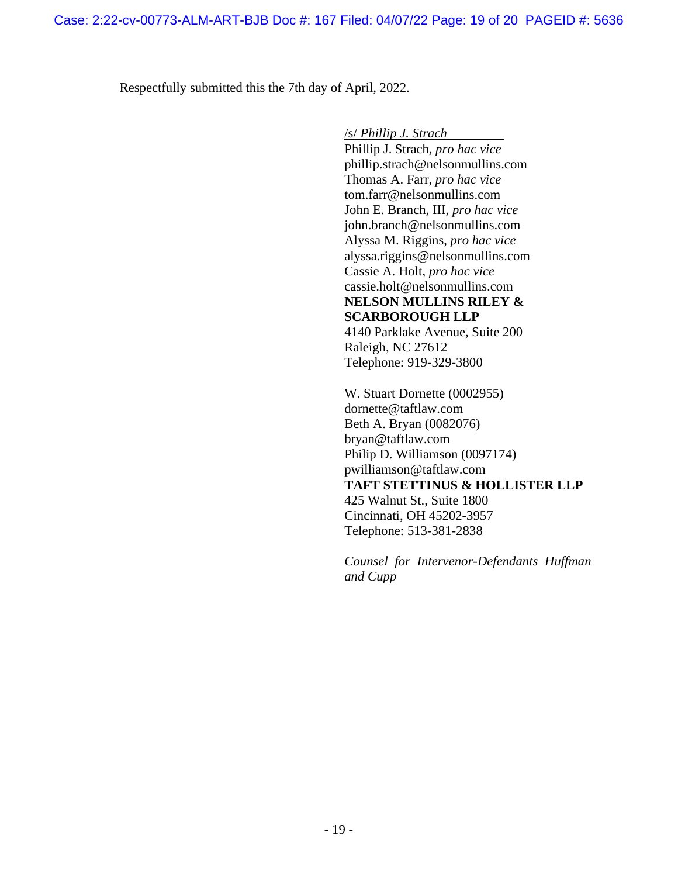Respectfully submitted this the 7th day of April, 2022.

/s/ *Phillip J. Strach*
Phillip J. Strach, *pro hac vice*
phillip.strach@nelsonmullins.com
Thomas A. Farr, *pro hac vice*
tom.farr@nelsonmullins.com
John E. Branch, III, *pro hac vice*
john.branch@nelsonmullins.com
Alyssa M. Riggins, *pro hac vice*
alyssa.riggins@nelsonmullins.com
Cassie A. Holt, *pro hac vice*
cassie.holt@nelsonmullins.com
**NELSON MULLINS RILEY & SCARBOROUGH LLP**
4140 Parklake Avenue, Suite 200
Raleigh, NC 27612
Telephone: 919-329-3800

W. Stuart Dornette (0002955)
dornette@taftlaw.com
Beth A. Bryan (0082076)
bryan@taftlaw.com
Philip D. Williamson (0097174)
pwilliamson@taftlaw.com
**TAFT STETTINUS & HOLLISTER LLP**
425 Walnut St., Suite 1800
Cincinnati, OH 45202-3957
Telephone: 513-381-2838

*Counsel for Intervenor-Defendants Huffman and Cupp*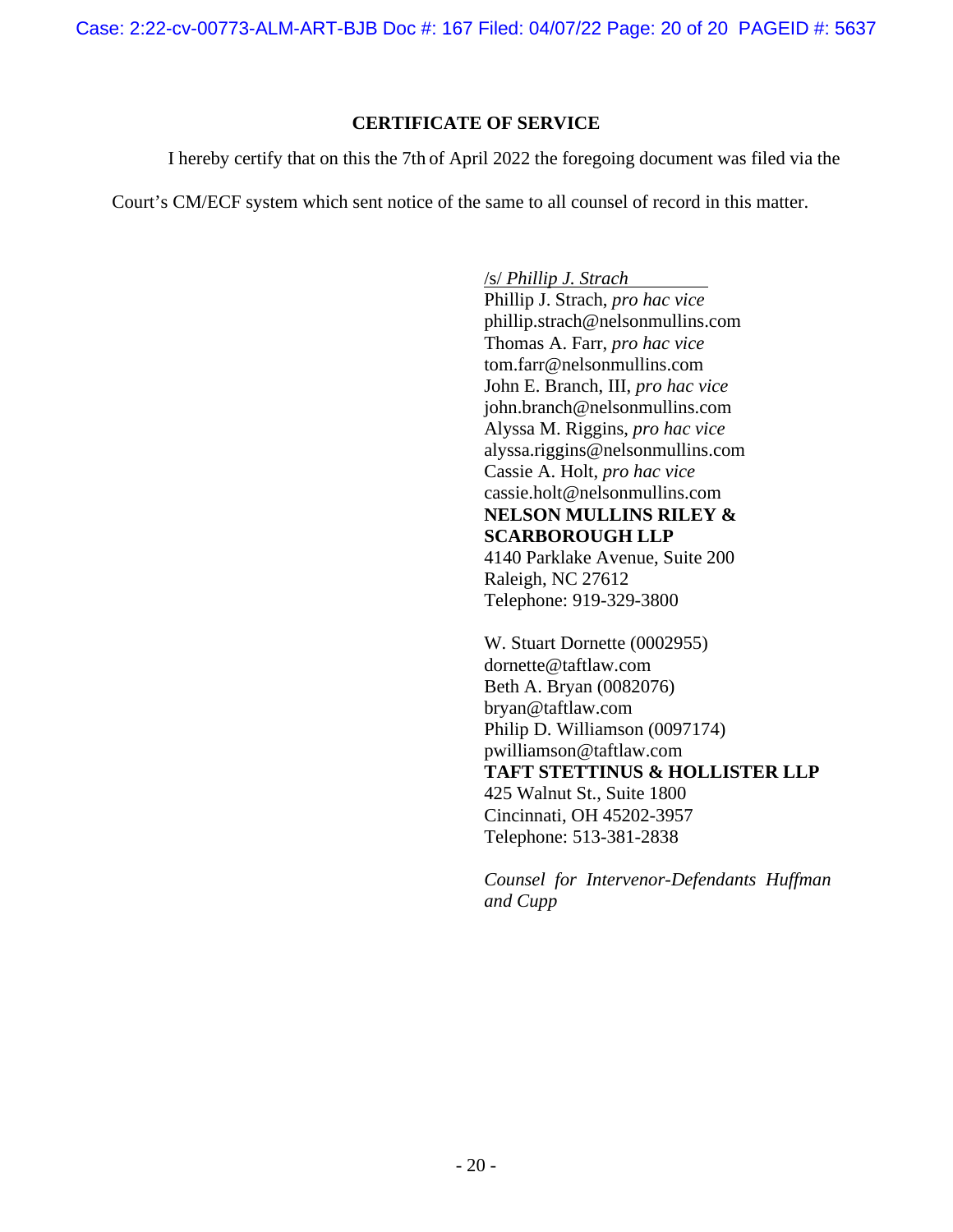## CERTIFICATE OF SERVICE

I hereby certify that on this the 7th of April 2022 the foregoing document was filed via the Court's CM/ECF system which sent notice of the same to all counsel of record in this matter.

/s/ *Phillip J. Strach*
Phillip J. Strach, *pro hac vice*
phillip.strach@nelsonmullins.com
Thomas A. Farr, *pro hac vice*
tom.farr@nelsonmullins.com
John E. Branch, III, *pro hac vice*
john.branch@nelsonmullins.com
Alyssa M. Riggins, *pro hac vice*
alyssa.riggins@nelsonmullins.com
Cassie A. Holt, *pro hac vice*
cassie.holt@nelsonmullins.com
**NELSON MULLINS RILEY & SCARBOROUGH LLP**
4140 Parklake Avenue, Suite 200
Raleigh, NC 27612
Telephone: 919-329-3800

W. Stuart Dornette (0002955)
dornette@taftlaw.com
Beth A. Bryan (0082076)
bryan@taftlaw.com
Philip D. Williamson (0097174)
pwilliamson@taftlaw.com
**TAFT STETTINUS & HOLLISTER LLP**
425 Walnut St., Suite 1800
Cincinnati, OH 45202-3957
Telephone: 513-381-2838

*Counsel for Intervenor-Defendants Huffman and Cupp*